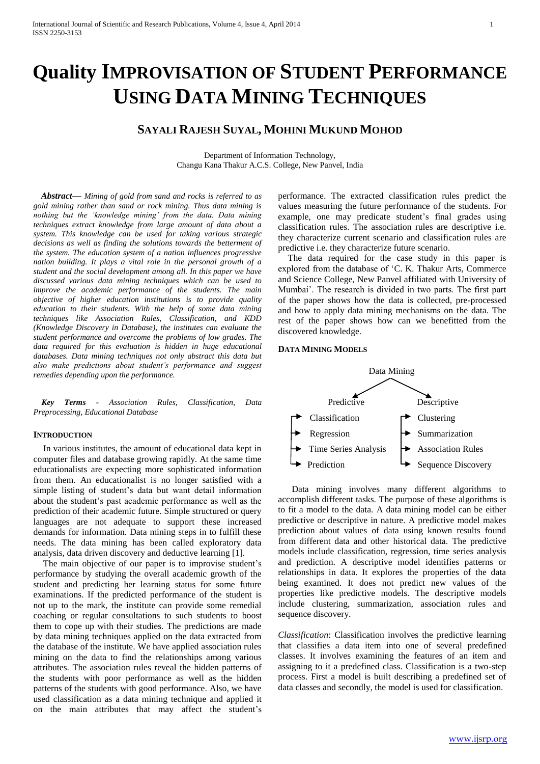# Quality IMPROVISATION OF STUDENT PERFORMANCE USING DATA MINING TECHNIQUES

## SAYALI RAJESH SUYAL, MOHINI MUKUND MOHOD

Department of Information Technology,
Changu Kana Thakur A.C.S. College, New Panvel, India

***Abstract*— *Mining of gold from sand and rocks is referred to as gold mining rather than sand or rock mining. Thus data mining is nothing but the 'knowledge mining' from the data. Data mining techniques extract knowledge from large amount of data about a system. This knowledge can be used for taking various strategic decisions as well as finding the solutions towards the betterment of the system. The education system of a nation influences progressive nation building. It plays a vital role in the personal growth of a student and the social development among all. In this paper we have discussed various data mining techniques which can be used to improve the academic performance of the students. The main objective of higher education institutions is to provide quality education to their students. With the help of some data mining techniques like Association Rules, Classification, and KDD (Knowledge Discovery in Database), the institutes can evaluate the student performance and overcome the problems of low grades. The data required for this evaluation is hidden in huge educational databases. Data mining techniques not only abstract this data but also make predictions about student's performance and suggest remedies depending upon the performance.*

***Key Terms*** - *Association Rules, Classification, Data Preprocessing, Educational Database*

### INTRODUCTION

In various institutes, the amount of educational data kept in computer files and database growing rapidly. At the same time educationalists are expecting more sophisticated information from them. An educationalist is no longer satisfied with a simple listing of student's data but want detail information about the student's past academic performance as well as the prediction of their academic future. Simple structured or query languages are not adequate to support these increased demands for information. Data mining steps in to fulfill these needs. The data mining has been called exploratory data analysis, data driven discovery and deductive learning [1].

The main objective of our paper is to improvise student's performance by studying the overall academic growth of the student and predicting her learning status for some future examinations. If the predicted performance of the student is not up to the mark, the institute can provide some remedial coaching or regular consultations to such students to boost them to cope up with their studies. The predictions are made by data mining techniques applied on the data extracted from the database of the institute. We have applied association rules mining on the data to find the relationships among various attributes. The association rules reveal the hidden patterns of the students with poor performance as well as the hidden patterns of the students with good performance. Also, we have used classification as a data mining technique and applied it on the main attributes that may affect the student's performance. The extracted classification rules predict the values measuring the future performance of the students. For example, one may predicate student's final grades using classification rules. The association rules are descriptive i.e. they characterize current scenario and classification rules are predictive i.e. they characterize future scenario.

The data required for the case study in this paper is explored from the database of 'C. K. Thakur Arts, Commerce and Science College, New Panvel affiliated with University of Mumbai'. The research is divided in two parts. The first part of the paper shows how the data is collected, pre-processed and how to apply data mining mechanisms on the data. The rest of the paper shows how can we benefitted from the discovered knowledge.

### DATA MINING MODELS

Data Mining

- Predictive
  - Classification
  - Regression
  - Time Series Analysis
  - Prediction
- Descriptive
  - Clustering
  - Summarization
  - Association Rules
  - Sequence Discovery

Data mining involves many different algorithms to accomplish different tasks. The purpose of these algorithms is to fit a model to the data. A data mining model can be either predictive or descriptive in nature. A predictive model makes prediction about values of data using known results found from different data and other historical data. The predictive models include classification, regression, time series analysis and prediction. A descriptive model identifies patterns or relationships in data. It explores the properties of the data being examined. It does not predict new values of the properties like predictive models. The descriptive models include clustering, summarization, association rules and sequence discovery.

*Classification*: Classification involves the predictive learning that classifies a data item into one of several predefined classes. It involves examining the features of an item and assigning to it a predefined class. Classification is a two-step process. First a model is built describing a predefined set of data classes and secondly, the model is used for classification.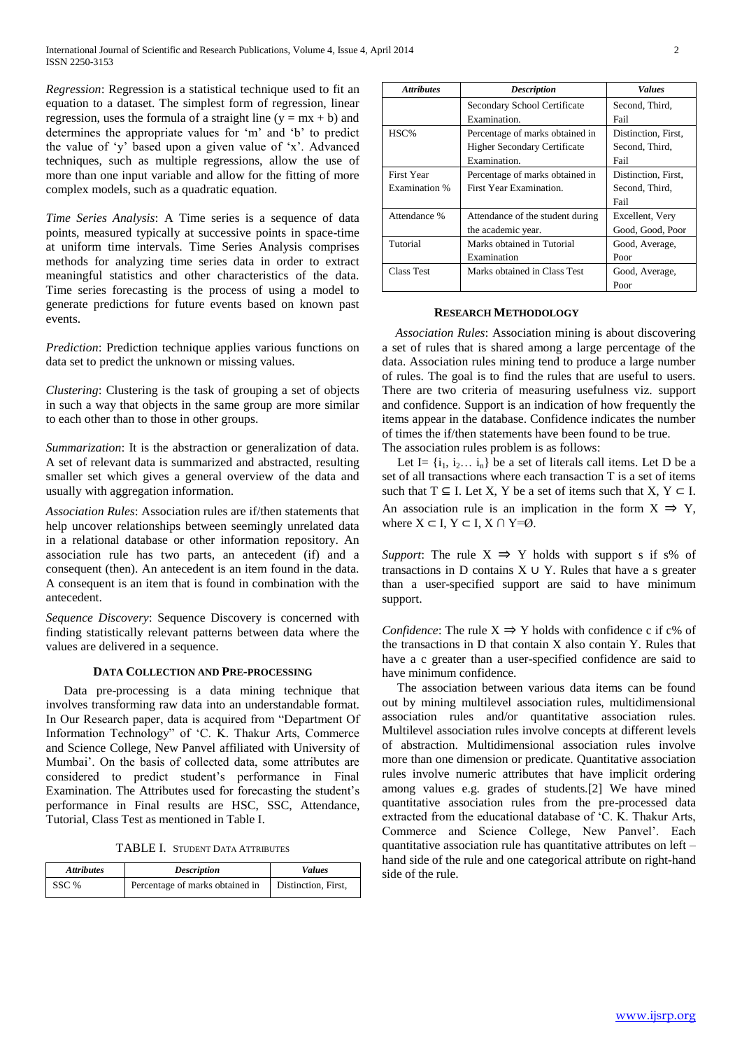*Regression*: Regression is a statistical technique used to fit an equation to a dataset. The simplest form of regression, linear regression, uses the formula of a straight line ($y = mx + b$) and determines the appropriate values for 'm' and 'b' to predict the value of 'y' based upon a given value of 'x'. Advanced techniques, such as multiple regressions, allow the use of more than one input variable and allow for the fitting of more complex models, such as a quadratic equation.

*Time Series Analysis*: A Time series is a sequence of data points, measured typically at successive points in space-time at uniform time intervals. Time Series Analysis comprises methods for analyzing time series data in order to extract meaningful statistics and other characteristics of the data. Time series forecasting is the process of using a model to generate predictions for future events based on known past events.

*Prediction*: Prediction technique applies various functions on data set to predict the unknown or missing values.

*Clustering*: Clustering is the task of grouping a set of objects in such a way that objects in the same group are more similar to each other than to those in other groups.

*Summarization*: It is the abstraction or generalization of data. A set of relevant data is summarized and abstracted, resulting smaller set which gives a general overview of the data and usually with aggregation information.

*Association Rules*: Association rules are if/then statements that help uncover relationships between seemingly unrelated data in a relational database or other information repository. An association rule has two parts, an antecedent (if) and a consequent (then). An antecedent is an item found in the data. A consequent is an item that is found in combination with the antecedent.

*Sequence Discovery*: Sequence Discovery is concerned with finding statistically relevant patterns between data where the values are delivered in a sequence.

## Data Collection and Pre-processing

Data pre-processing is a data mining technique that involves transforming raw data into an understandable format. In Our Research paper, data is acquired from "Department Of Information Technology" of 'C. K. Thakur Arts, Commerce and Science College, New Panvel affiliated with University of Mumbai'. On the basis of collected data, some attributes are considered to predict student's performance in Final Examination. The Attributes used for forecasting the student's performance in Final results are HSC, SSC, Attendance, Tutorial, Class Test as mentioned in Table I.

TABLE I. Student Data Attributes

| *Attributes* | *Description* | *Values* |
|---|---|---|
| SSC % | Percentage of marks obtained in Secondary School Certificate Examination. | Distinction, First, Second, Third, Fail |
| HSC% | Percentage of marks obtained in Higher Secondary Certificate Examination. | Distinction, First, Second, Third, Fail |
| First Year Examination % | Percentage of marks obtained in First Year Examination. | Distinction, First, Second, Third, Fail |
| Attendance % | Attendance of the student during the academic year. | Excellent, Very Good, Good, Poor |
| Tutorial | Marks obtained in Tutorial Examination | Good, Average, Poor |
| Class Test | Marks obtained in Class Test | Good, Average, Poor |

## Research Methodology

*Association Rules*: Association mining is about discovering a set of rules that is shared among a large percentage of the data. Association rules mining tend to produce a large number of rules. The goal is to find the rules that are useful to users. There are two criteria of measuring usefulness viz. support and confidence. Support is an indication of how frequently the items appear in the database. Confidence indicates the number of times the if/then statements have been found to be true.

The association rules problem is as follows:

Let $I= \{i_1, i_2\ldots i_n\}$ be a set of literals call items. Let D be a set of all transactions where each transaction T is a set of items such that $T \subseteq I$. Let X, Y be a set of items such that $X, Y \subset I$. An association rule is an implication in the form $X \Rightarrow Y$, where $X \subset I$, $Y \subset I$, $X \cap Y=\emptyset$.

*Support*: The rule $X \Rightarrow Y$ holds with support s if s% of transactions in D contains $X \cup Y$. Rules that have a s greater than a user-specified support are said to have minimum support.

*Confidence*: The rule $X \Rightarrow Y$ holds with confidence c if c% of the transactions in D that contain X also contain Y. Rules that have a c greater than a user-specified confidence are said to have minimum confidence.

The association between various data items can be found out by mining multilevel association rules, multidimensional association rules and/or quantitative association rules. Multilevel association rules involve concepts at different levels of abstraction. Multidimensional association rules involve more than one dimension or predicate. Quantitative association rules involve numeric attributes that have implicit ordering among values e.g. grades of students.[2] We have mined quantitative association rules from the pre-processed data extracted from the educational database of 'C. K. Thakur Arts, Commerce and Science College, New Panvel'. Each quantitative association rule has quantitative attributes on left –hand side of the rule and one categorical attribute on right-hand side of the rule.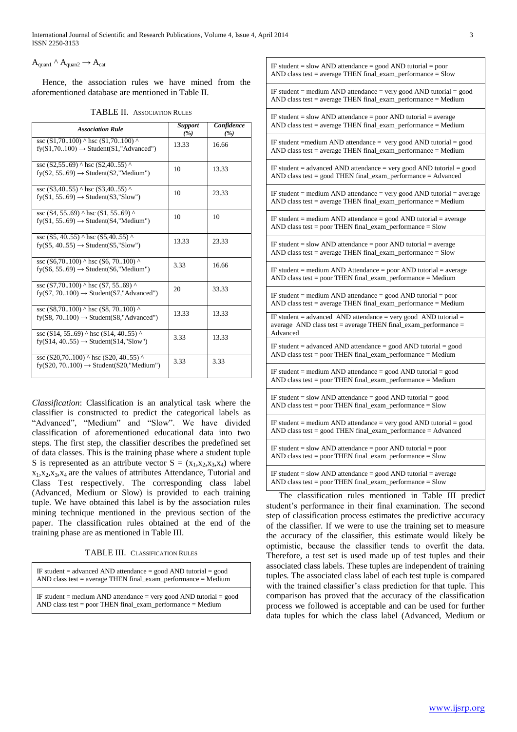$A_{quan1} \wedge A_{quan2} \rightarrow A_{cat}$

Hence, the association rules we have mined from the aforementioned database are mentioned in Table II.

TABLE II. Association Rules

| *Association Rule* | *Support (%)* | *Confidence (%)* |
|---|---|---|
| ssc (S1,70..100) ^ hsc (S1,70..100) ^ fy(S1,70..100) → Student(S1,"Advanced") | 13.33 | 16.66 |
| ssc (S2,55..69) ^ hsc (S2,40..55) ^ fy(S2, 55..69) → Student(S2,"Medium") | 10 | 13.33 |
| ssc (S3,40..55) ^ hsc (S3,40..55) ^ fy(S1, 55..69) → Student(S3,"Slow") | 10 | 23.33 |
| ssc (S4, 55..69) ^ hsc (S1, 55..69) ^ fy(S1, 55..69) → Student(S4,"Medium") | 10 | 10 |
| ssc (S5, 40..55) ^ hsc (S5,40..55) ^ fy(S5, 40..55) → Student(S5,"Slow") | 13.33 | 23.33 |
| ssc (S6,70..100) ^ hsc (S6, 70..100) ^ fy(S6, 55..69) → Student(S6,"Medium") | 3.33 | 16.66 |
| ssc (S7,70..100) ^ hsc (S7, 55..69) ^ fy(S7, 70..100) → Student(S7,"Advanced") | 20 | 33.33 |
| ssc (S8,70..100) ^ hsc (S8, 70..100) ^ fy(S8, 70..100) → Student(S8,"Advanced") | 13.33 | 13.33 |
| ssc (S14, 55..69) ^ hsc (S14, 40..55) ^ fy(S14, 40..55) → Student(S14,"Slow") | 3.33 | 13.33 |
| ssc (S20,70..100) ^ hsc (S20, 40..55) ^ fy(S20, 70..100) → Student(S20,"Medium") | 3.33 | 3.33 |

*Classification*: Classification is an analytical task where the classifier is constructed to predict the categorical labels as "Advanced", "Medium" and "Slow". We have divided classification of aforementioned educational data into two steps. The first step, the classifier describes the predefined set of data classes. This is the training phase where a student tuple S is represented as an attribute vector $S = (x_1, x_2, x_3, x_4)$ where $x_1, x_2, x_3, x_4$ are the values of attributes Attendance, Tutorial and Class Test respectively. The corresponding class label (Advanced, Medium or Slow) is provided to each training tuple. We have obtained this label is by the association rules mining technique mentioned in the previous section of the paper. The classification rules obtained at the end of the training phase are as mentioned in Table III.

TABLE III. Classification Rules

| |
|---|
| IF student = advanced AND attendance = good AND tutorial = good AND class test = average THEN final_exam_performance = Medium |
| IF student = medium AND attendance = very good AND tutorial = good AND class test = poor THEN final_exam_performance = Medium |
| IF student = slow AND attendance = good AND tutorial = poor AND class test = average THEN final_exam_performance = Slow |
| IF student = medium AND attendance = very good AND tutorial = good AND class test = average THEN final_exam_performance = Medium |
| IF student = slow AND attendance = poor AND tutorial = average AND class test = average THEN final_exam_performance = Medium |
| IF student =medium AND attendance = very good AND tutorial = good AND class test = average THEN final_exam_performance = Medium |
| IF student = advanced AND attendance = very good AND tutorial = good AND class test = good THEN final_exam_performance = Advanced |
| IF student = medium AND attendance = very good AND tutorial = average AND class test = average THEN final_exam_performance = Medium |
| IF student = medium AND attendance = good AND tutorial = average AND class test = poor THEN final_exam_performance = Slow |
| IF student = slow AND attendance = poor AND tutorial = average AND class test = average THEN final_exam_performance = Slow |
| IF student = medium AND Attendance = poor AND tutorial = average AND class test = poor THEN final_exam_performance = Medium |
| IF student = medium AND attendance = good AND tutorial = poor AND class test = average THEN final_exam_performance = Medium |
| IF student = advanced AND attendance = very good AND tutorial = average AND class test = average THEN final_exam_performance = Advanced |
| IF student = advanced AND attendance = good AND tutorial = good AND class test = poor THEN final_exam_performance = Medium |
| IF student = medium AND attendance = good AND tutorial = good AND class test = poor THEN final_exam_performance = Medium |
| IF student = slow AND attendance = good AND tutorial = good AND class test = poor THEN final_exam_performance = Slow |
| IF student = medium AND attendance = very good AND tutorial = good AND class test = good THEN final_exam_performance = Advanced |
| IF student = slow AND attendance = poor AND tutorial = poor AND class test = poor THEN final_exam_performance = Slow |
| IF student = slow AND attendance = good AND tutorial = average AND class test = poor THEN final_exam_performance = Slow |

The classification rules mentioned in Table III predict student's performance in their final examination. The second step of classification process estimates the predictive accuracy of the classifier. If we were to use the training set to measure the accuracy of the classifier, this estimate would likely be optimistic, because the classifier tends to overfit the data. Therefore, a test set is used made up of test tuples and their associated class labels. These tuples are independent of training tuples. The associated class label of each test tuple is compared with the trained classifier's class prediction for that tuple. This comparison has proved that the accuracy of the classification process we followed is acceptable and can be used for further data tuples for which the class label (Advanced, Medium or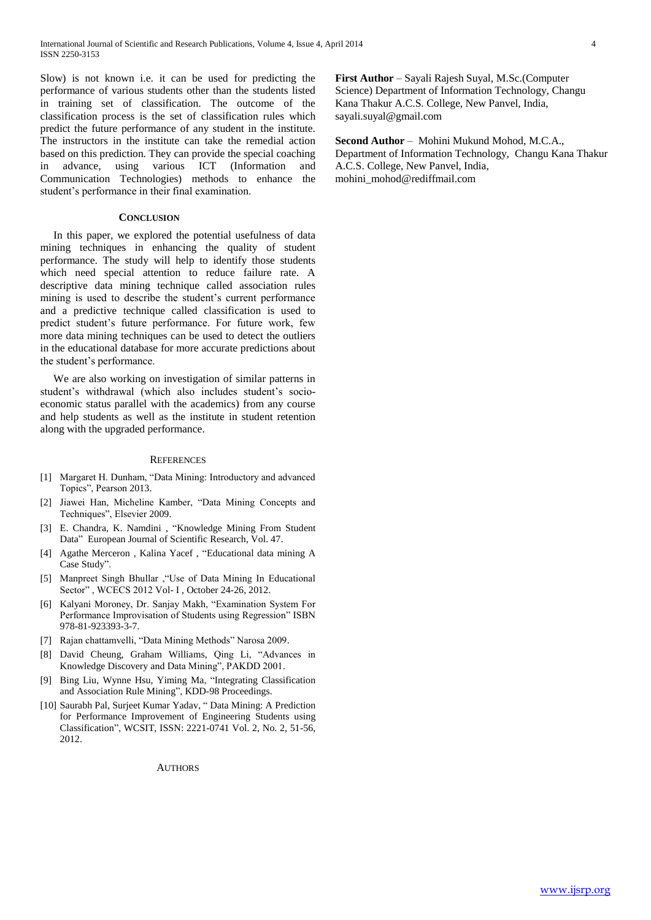Slow) is not known i.e. it can be used for predicting the performance of various students other than the students listed in training set of classification. The outcome of the classification process is the set of classification rules which predict the future performance of any student in the institute. The instructors in the institute can take the remedial action based on this prediction. They can provide the special coaching in advance, using various ICT (Information and Communication Technologies) methods to enhance the student's performance in their final examination.

## CONCLUSION

In this paper, we explored the potential usefulness of data mining techniques in enhancing the quality of student performance. The study will help to identify those students which need special attention to reduce failure rate. A descriptive data mining technique called association rules mining is used to describe the student's current performance and a predictive technique called classification is used to predict student's future performance. For future work, few more data mining techniques can be used to detect the outliers in the educational database for more accurate predictions about the student's performance.

We are also working on investigation of similar patterns in student's withdrawal (which also includes student's socio-economic status parallel with the academics) from any course and help students as well as the institute in student retention along with the upgraded performance.

## REFERENCES

[1] Margaret H. Dunham, "Data Mining: Introductory and advanced Topics", Pearson 2013.

[2] Jiawei Han, Micheline Kamber, "Data Mining Concepts and Techniques", Elsevier 2009.

[3] E. Chandra, K. Namdini , "Knowledge Mining From Student Data" European Journal of Scientific Research, Vol. 47.

[4] Agathe Merceron , Kalina Yacef , "Educational data mining A Case Study".

[5] Manpreet Singh Bhullar ,"Use of Data Mining In Educational Sector" , WCECS 2012 Vol- I , October 24-26, 2012.

[6] Kalyani Moroney, Dr. Sanjay Makh, "Examination System For Performance Improvisation of Students using Regression" ISBN 978-81-923393-3-7.

[7] Rajan chattamvelli, "Data Mining Methods" Narosa 2009.

[8] David Cheung, Graham Williams, Qing Li, "Advances in Knowledge Discovery and Data Mining", PAKDD 2001.

[9] Bing Liu, Wynne Hsu, Yiming Ma, "Integrating Classification and Association Rule Mining", KDD-98 Proceedings.

[10] Saurabh Pal, Surjeet Kumar Yadav, " Data Mining: A Prediction for Performance Improvement of Engineering Students using Classification", WCSIT, ISSN: 2221-0741 Vol. 2, No. 2, 51-56, 2012.

## AUTHORS

**First Author** – Sayali Rajesh Suyal, M.Sc.(Computer Science) Department of Information Technology, Changu Kana Thakur A.C.S. College, New Panvel, India, sayali.suyal@gmail.com

**Second Author** – Mohini Mukund Mohod, M.C.A., Department of Information Technology, Changu Kana Thakur A.C.S. College, New Panvel, India, mohini_mohod@rediffmail.com